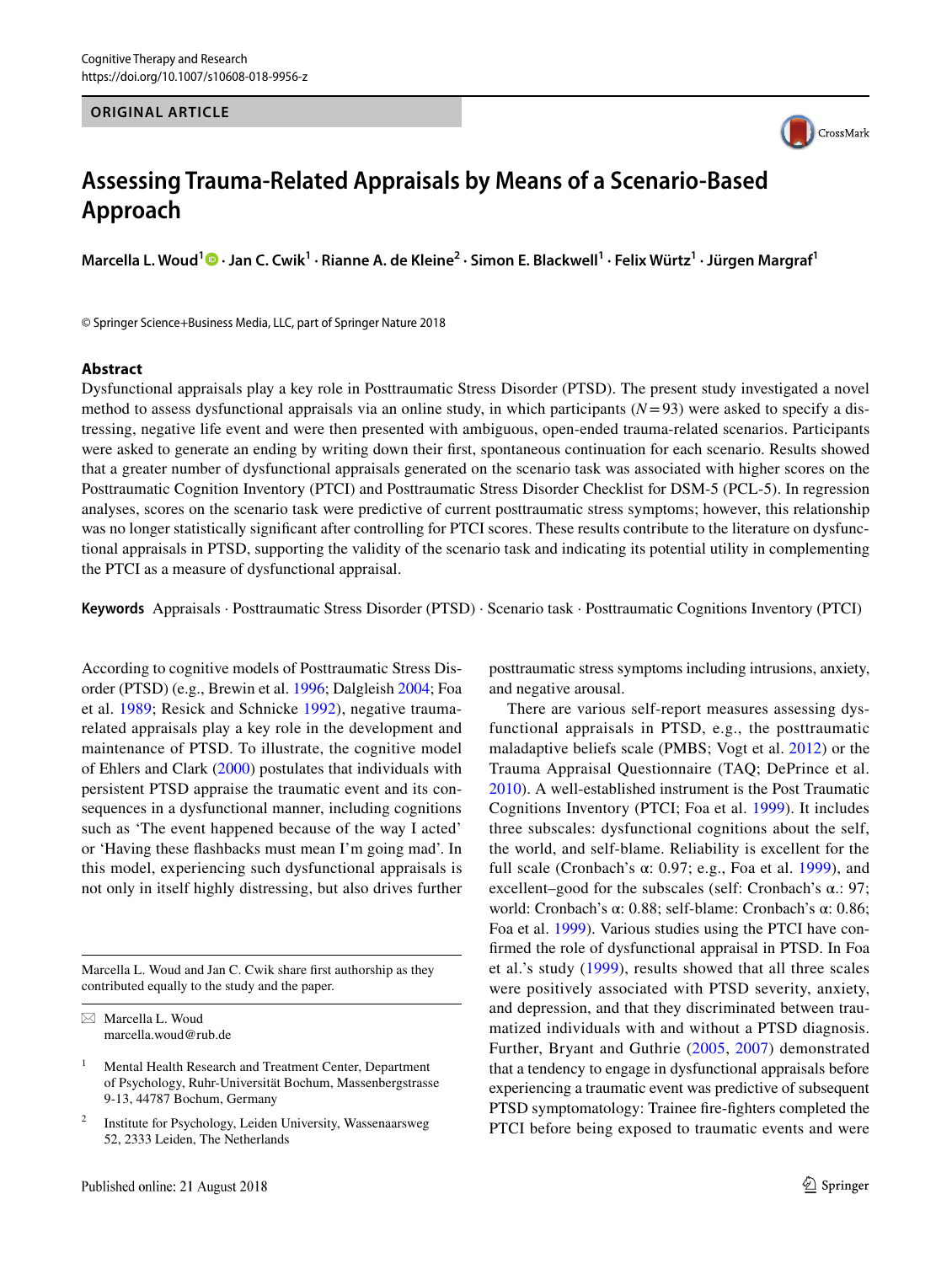ORIGINAL ARTICLE

# Assessing Trauma-Related Appraisals by Means of a Scenario-Based Approach

**Marcella L. Woud[1] · Jan C. Cwik[1] · Rianne A. de Kleine[2] · Simon E. Blackwell[1] · Felix Würtz[1] · Jürgen Margraf[1]**

© Springer Science+Business Media, LLC, part of Springer Nature 2018

## Abstract

Dysfunctional appraisals play a key role in Posttraumatic Stress Disorder (PTSD). The present study investigated a novel method to assess dysfunctional appraisals via an online study, in which participants ($N = 93$) were asked to specify a distressing, negative life event and were then presented with ambiguous, open-ended trauma-related scenarios. Participants were asked to generate an ending by writing down their first, spontaneous continuation for each scenario. Results showed that a greater number of dysfunctional appraisals generated on the scenario task was associated with higher scores on the Posttraumatic Cognition Inventory (PTCI) and Posttraumatic Stress Disorder Checklist for DSM-5 (PCL-5). In regression analyses, scores on the scenario task were predictive of current posttraumatic stress symptoms; however, this relationship was no longer statistically significant after controlling for PTCI scores. These results contribute to the literature on dysfunctional appraisals in PTSD, supporting the validity of the scenario task and indicating its potential utility in complementing the PTCI as a measure of dysfunctional appraisal.

**Keywords** Appraisals · Posttraumatic Stress Disorder (PTSD) · Scenario task · Posttraumatic Cognitions Inventory (PTCI)

According to cognitive models of Posttraumatic Stress Disorder (PTSD) (e.g., Brewin et al. 1996; Dalgleish 2004; Foa et al. 1989; Resick and Schnicke 1992), negative trauma-related appraisals play a key role in the development and maintenance of PTSD. To illustrate, the cognitive model of Ehlers and Clark (2000) postulates that individuals with persistent PTSD appraise the traumatic event and its consequences in a dysfunctional manner, including cognitions such as 'The event happened because of the way I acted' or 'Having these flashbacks must mean I'm going mad'. In this model, experiencing such dysfunctional appraisals is not only in itself highly distressing, but also drives further posttraumatic stress symptoms including intrusions, anxiety, and negative arousal.

There are various self-report measures assessing dysfunctional appraisals in PTSD, e.g., the posttraumatic maladaptive beliefs scale (PMBS; Vogt et al. 2012) or the Trauma Appraisal Questionnaire (TAQ; DePrince et al. 2010). A well-established instrument is the Post Traumatic Cognitions Inventory (PTCI; Foa et al. 1999). It includes three subscales: dysfunctional cognitions about the self, the world, and self-blame. Reliability is excellent for the full scale (Cronbach's α: 0.97; e.g., Foa et al. 1999), and excellent–good for the subscales (self: Cronbach's α.: 97; world: Cronbach's α: 0.88; self-blame: Cronbach's α: 0.86; Foa et al. 1999). Various studies using the PTCI have confirmed the role of dysfunctional appraisal in PTSD. In Foa et al.'s study (1999), results showed that all three scales were positively associated with PTSD severity, anxiety, and depression, and that they discriminated between traumatized individuals with and without a PTSD diagnosis. Further, Bryant and Guthrie (2005, 2007) demonstrated that a tendency to engage in dysfunctional appraisals before experiencing a traumatic event was predictive of subsequent PTSD symptomatology: Trainee fire-fighters completed the PTCI before being exposed to traumatic events and were

---

Marcella L. Woud and Jan C. Cwik share first authorship as they contributed equally to the study and the paper.

✉ Marcella L. Woud
marcella.woud@rub.de

[1] Mental Health Research and Treatment Center, Department of Psychology, Ruhr-Universität Bochum, Massenbergstrasse 9-13, 44787 Bochum, Germany

[2] Institute for Psychology, Leiden University, Wassenaarsweg 52, 2333 Leiden, The Netherlands

Published online: 21 August 2018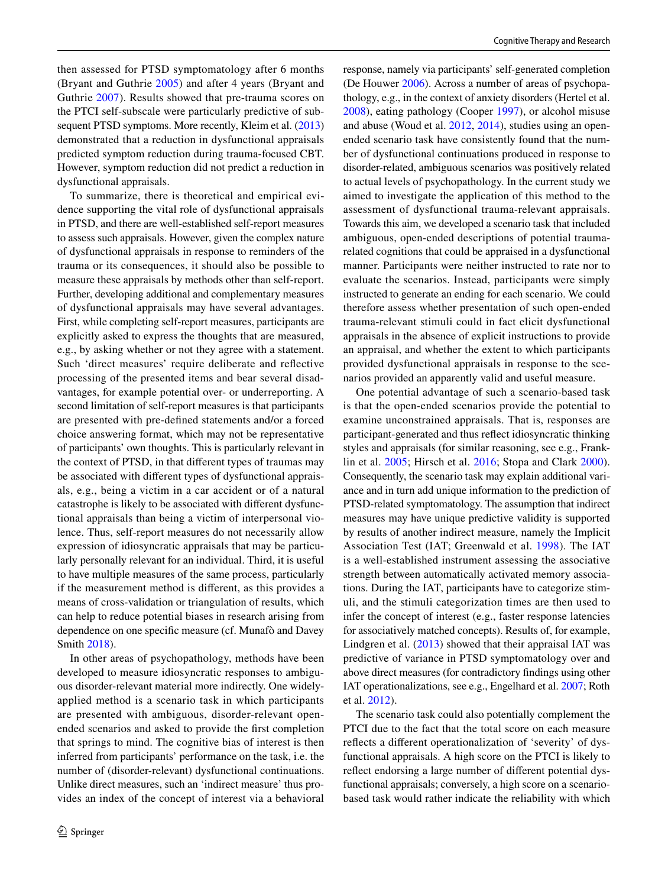then assessed for PTSD symptomatology after 6 months (Bryant and Guthrie 2005) and after 4 years (Bryant and Guthrie 2007). Results showed that pre-trauma scores on the PTCI self-subscale were particularly predictive of subsequent PTSD symptoms. More recently, Kleim et al. (2013) demonstrated that a reduction in dysfunctional appraisals predicted symptom reduction during trauma-focused CBT. However, symptom reduction did not predict a reduction in dysfunctional appraisals.

To summarize, there is theoretical and empirical evidence supporting the vital role of dysfunctional appraisals in PTSD, and there are well-established self-report measures to assess such appraisals. However, given the complex nature of dysfunctional appraisals in response to reminders of the trauma or its consequences, it should also be possible to measure these appraisals by methods other than self-report. Further, developing additional and complementary measures of dysfunctional appraisals may have several advantages. First, while completing self-report measures, participants are explicitly asked to express the thoughts that are measured, e.g., by asking whether or not they agree with a statement. Such 'direct measures' require deliberate and reflective processing of the presented items and bear several disadvantages, for example potential over- or underreporting. A second limitation of self-report measures is that participants are presented with pre-defined statements and/or a forced choice answering format, which may not be representative of participants' own thoughts. This is particularly relevant in the context of PTSD, in that different types of traumas may be associated with different types of dysfunctional appraisals, e.g., being a victim in a car accident or of a natural catastrophe is likely to be associated with different dysfunctional appraisals than being a victim of interpersonal violence. Thus, self-report measures do not necessarily allow expression of idiosyncratic appraisals that may be particularly personally relevant for an individual. Third, it is useful to have multiple measures of the same process, particularly if the measurement method is different, as this provides a means of cross-validation or triangulation of results, which can help to reduce potential biases in research arising from dependence on one specific measure (cf. Munafò and Davey Smith 2018).

In other areas of psychopathology, methods have been developed to measure idiosyncratic responses to ambiguous disorder-relevant material more indirectly. One widely-applied method is a scenario task in which participants are presented with ambiguous, disorder-relevant open-ended scenarios and asked to provide the first completion that springs to mind. The cognitive bias of interest is then inferred from participants' performance on the task, i.e. the number of (disorder-relevant) dysfunctional continuations. Unlike direct measures, such an 'indirect measure' thus provides an index of the concept of interest via a behavioral response, namely via participants' self-generated completion (De Houwer 2006). Across a number of areas of psychopathology, e.g., in the context of anxiety disorders (Hertel et al. 2008), eating pathology (Cooper 1997), or alcohol misuse and abuse (Woud et al. 2012, 2014), studies using an open-ended scenario task have consistently found that the number of dysfunctional continuations produced in response to disorder-related, ambiguous scenarios was positively related to actual levels of psychopathology. In the current study we aimed to investigate the application of this method to the assessment of dysfunctional trauma-relevant appraisals. Towards this aim, we developed a scenario task that included ambiguous, open-ended descriptions of potential trauma-related cognitions that could be appraised in a dysfunctional manner. Participants were neither instructed to rate nor to evaluate the scenarios. Instead, participants were simply instructed to generate an ending for each scenario. We could therefore assess whether presentation of such open-ended trauma-relevant stimuli could in fact elicit dysfunctional appraisals in the absence of explicit instructions to provide an appraisal, and whether the extent to which participants provided dysfunctional appraisals in response to the scenarios provided an apparently valid and useful measure.

One potential advantage of such a scenario-based task is that the open-ended scenarios provide the potential to examine unconstrained appraisals. That is, responses are participant-generated and thus reflect idiosyncratic thinking styles and appraisals (for similar reasoning, see e.g., Franklin et al. 2005; Hirsch et al. 2016; Stopa and Clark 2000). Consequently, the scenario task may explain additional variance and in turn add unique information to the prediction of PTSD-related symptomatology. The assumption that indirect measures may have unique predictive validity is supported by results of another indirect measure, namely the Implicit Association Test (IAT; Greenwald et al. 1998). The IAT is a well-established instrument assessing the associative strength between automatically activated memory associations. During the IAT, participants have to categorize stimuli, and the stimuli categorization times are then used to infer the concept of interest (e.g., faster response latencies for associatively matched concepts). Results of, for example, Lindgren et al. (2013) showed that their appraisal IAT was predictive of variance in PTSD symptomatology over and above direct measures (for contradictory findings using other IAT operationalizations, see e.g., Engelhard et al. 2007; Roth et al. 2012).

The scenario task could also potentially complement the PTCI due to the fact that the total score on each measure reflects a different operationalization of 'severity' of dysfunctional appraisals. A high score on the PTCI is likely to reflect endorsing a large number of different potential dysfunctional appraisals; conversely, a high score on a scenario-based task would rather indicate the reliability with which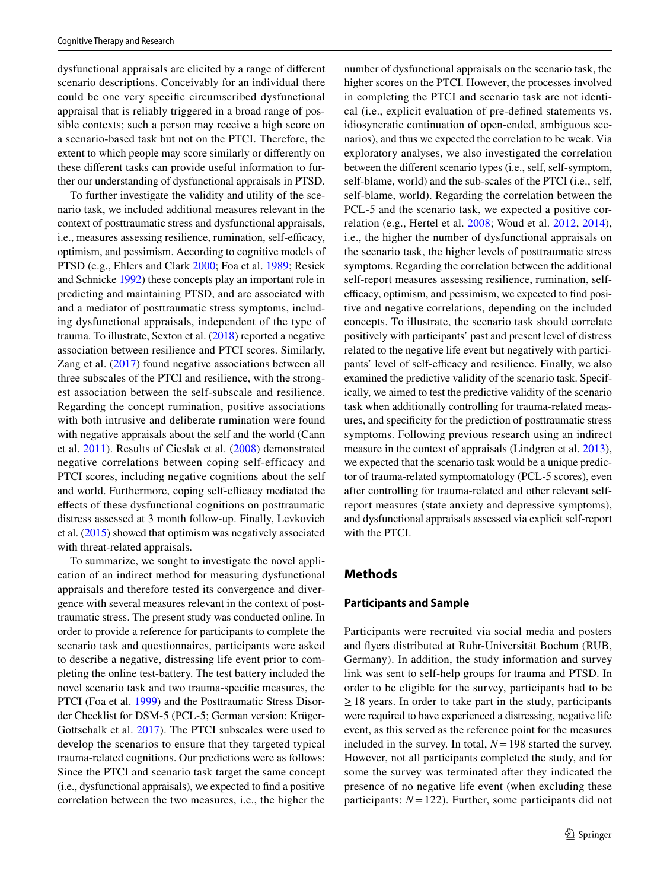dysfunctional appraisals are elicited by a range of different scenario descriptions. Conceivably for an individual there could be one very specific circumscribed dysfunctional appraisal that is reliably triggered in a broad range of possible contexts; such a person may receive a high score on a scenario-based task but not on the PTCI. Therefore, the extent to which people may score similarly or differently on these different tasks can provide useful information to further our understanding of dysfunctional appraisals in PTSD.

To further investigate the validity and utility of the scenario task, we included additional measures relevant in the context of posttraumatic stress and dysfunctional appraisals, i.e., measures assessing resilience, rumination, self-efficacy, optimism, and pessimism. According to cognitive models of PTSD (e.g., Ehlers and Clark 2000; Foa et al. 1989; Resick and Schnicke 1992) these concepts play an important role in predicting and maintaining PTSD, and are associated with and a mediator of posttraumatic stress symptoms, including dysfunctional appraisals, independent of the type of trauma. To illustrate, Sexton et al. (2018) reported a negative association between resilience and PTCI scores. Similarly, Zang et al. (2017) found negative associations between all three subscales of the PTCI and resilience, with the strongest association between the self-subscale and resilience. Regarding the concept rumination, positive associations with both intrusive and deliberate rumination were found with negative appraisals about the self and the world (Cann et al. 2011). Results of Cieslak et al. (2008) demonstrated negative correlations between coping self-efficacy and PTCI scores, including negative cognitions about the self and world. Furthermore, coping self-efficacy mediated the effects of these dysfunctional cognitions on posttraumatic distress assessed at 3 month follow-up. Finally, Levkovich et al. (2015) showed that optimism was negatively associated with threat-related appraisals.

To summarize, we sought to investigate the novel application of an indirect method for measuring dysfunctional appraisals and therefore tested its convergence and divergence with several measures relevant in the context of posttraumatic stress. The present study was conducted online. In order to provide a reference for participants to complete the scenario task and questionnaires, participants were asked to describe a negative, distressing life event prior to completing the online test-battery. The test battery included the novel scenario task and two trauma-specific measures, the PTCI (Foa et al. 1999) and the Posttraumatic Stress Disorder Checklist for DSM-5 (PCL-5; German version: Krüger-Gottschalk et al. 2017). The PTCI subscales were used to develop the scenarios to ensure that they targeted typical trauma-related cognitions. Our predictions were as follows: Since the PTCI and scenario task target the same concept (i.e., dysfunctional appraisals), we expected to find a positive correlation between the two measures, i.e., the higher the number of dysfunctional appraisals on the scenario task, the higher scores on the PTCI. However, the processes involved in completing the PTCI and scenario task are not identical (i.e., explicit evaluation of pre-defined statements vs. idiosyncratic continuation of open-ended, ambiguous scenarios), and thus we expected the correlation to be weak. Via exploratory analyses, we also investigated the correlation between the different scenario types (i.e., self, self-symptom, self-blame, world) and the sub-scales of the PTCI (i.e., self, self-blame, world). Regarding the correlation between the PCL-5 and the scenario task, we expected a positive correlation (e.g., Hertel et al. 2008; Woud et al. 2012, 2014), i.e., the higher the number of dysfunctional appraisals on the scenario task, the higher levels of posttraumatic stress symptoms. Regarding the correlation between the additional self-report measures assessing resilience, rumination, self-efficacy, optimism, and pessimism, we expected to find positive and negative correlations, depending on the included concepts. To illustrate, the scenario task should correlate positively with participants' past and present level of distress related to the negative life event but negatively with participants' level of self-efficacy and resilience. Finally, we also examined the predictive validity of the scenario task. Specifically, we aimed to test the predictive validity of the scenario task when additionally controlling for trauma-related measures, and specificity for the prediction of posttraumatic stress symptoms. Following previous research using an indirect measure in the context of appraisals (Lindgren et al. 2013), we expected that the scenario task would be a unique predictor of trauma-related symptomatology (PCL-5 scores), even after controlling for trauma-related and other relevant self-report measures (state anxiety and depressive symptoms), and dysfunctional appraisals assessed via explicit self-report with the PTCI.

## Methods

### Participants and Sample

Participants were recruited via social media and posters and flyers distributed at Ruhr-Universität Bochum (RUB, Germany). In addition, the study information and survey link was sent to self-help groups for trauma and PTSD. In order to be eligible for the survey, participants had to be $\geq 18$ years. In order to take part in the study, participants were required to have experienced a distressing, negative life event, as this served as the reference point for the measures included in the survey. In total, $N = 198$ started the survey. However, not all participants completed the study, and for some the survey was terminated after they indicated the presence of no negative life event (when excluding these participants: $N = 122$). Further, some participants did not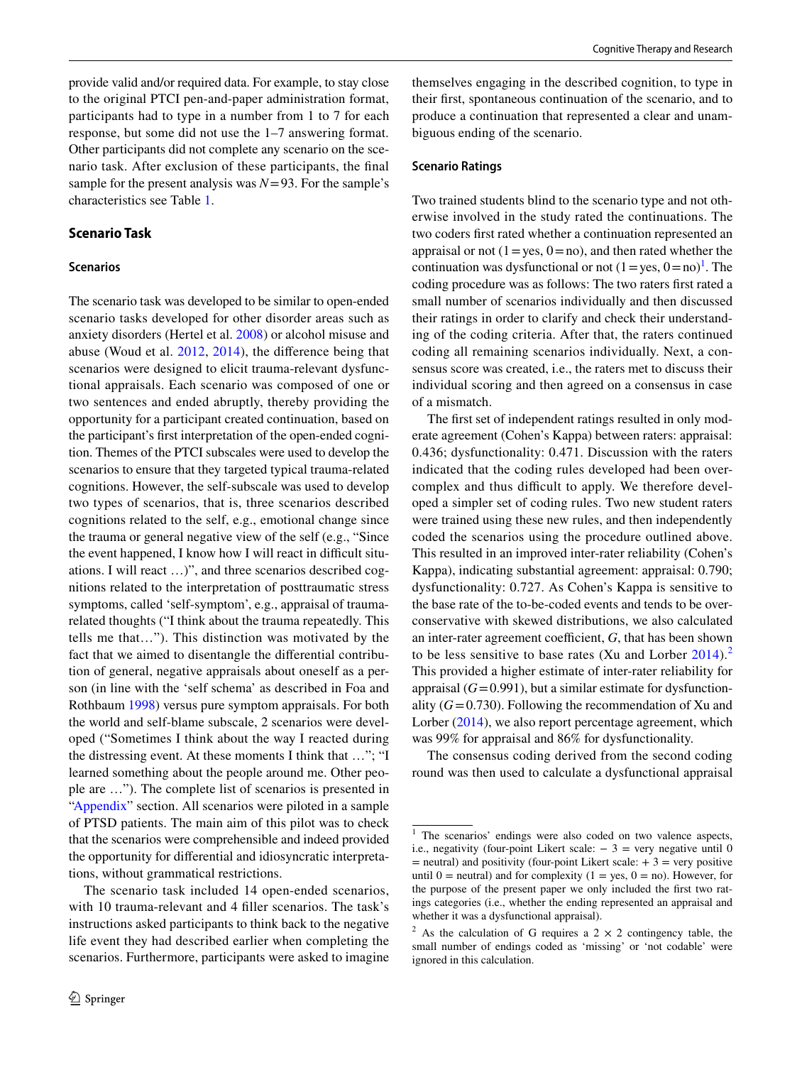provide valid and/or required data. For example, to stay close to the original PTCI pen-and-paper administration format, participants had to type in a number from 1 to 7 for each response, but some did not use the 1–7 answering format. Other participants did not complete any scenario on the scenario task. After exclusion of these participants, the final sample for the present analysis was $N=93$. For the sample's characteristics see Table 1.

## Scenario Task

### Scenarios

The scenario task was developed to be similar to open-ended scenario tasks developed for other disorder areas such as anxiety disorders (Hertel et al. 2008) or alcohol misuse and abuse (Woud et al. 2012, 2014), the difference being that scenarios were designed to elicit trauma-relevant dysfunctional appraisals. Each scenario was composed of one or two sentences and ended abruptly, thereby providing the opportunity for a participant created continuation, based on the participant's first interpretation of the open-ended cognition. Themes of the PTCI subscales were used to develop the scenarios to ensure that they targeted typical trauma-related cognitions. However, the self-subscale was used to develop two types of scenarios, that is, three scenarios described cognitions related to the self, e.g., emotional change since the trauma or general negative view of the self (e.g., "Since the event happened, I know how I will react in difficult situations. I will react …)", and three scenarios described cognitions related to the interpretation of posttraumatic stress symptoms, called 'self-symptom', e.g., appraisal of trauma-related thoughts ("I think about the trauma repeatedly. This tells me that…"). This distinction was motivated by the fact that we aimed to disentangle the differential contribution of general, negative appraisals about oneself as a person (in line with the 'self schema' as described in Foa and Rothbaum 1998) versus pure symptom appraisals. For both the world and self-blame subscale, 2 scenarios were developed ("Sometimes I think about the way I reacted during the distressing event. At these moments I think that …"; "I learned something about the people around me. Other people are …"). The complete list of scenarios is presented in "Appendix" section. All scenarios were piloted in a sample of PTSD patients. The main aim of this pilot was to check that the scenarios were comprehensible and indeed provided the opportunity for differential and idiosyncratic interpretations, without grammatical restrictions.

The scenario task included 14 open-ended scenarios, with 10 trauma-relevant and 4 filler scenarios. The task's instructions asked participants to think back to the negative life event they had described earlier when completing the scenarios. Furthermore, participants were asked to imagine themselves engaging in the described cognition, to type in their first, spontaneous continuation of the scenario, and to produce a continuation that represented a clear and unambiguous ending of the scenario.

### Scenario Ratings

Two trained students blind to the scenario type and not otherwise involved in the study rated the continuations. The two coders first rated whether a continuation represented an appraisal or not (1 = yes, 0 = no), and then rated whether the continuation was dysfunctional or not (1 = yes, 0 = no)[1]. The coding procedure was as follows: The two raters first rated a small number of scenarios individually and then discussed their ratings in order to clarify and check their understanding of the coding criteria. After that, the raters continued coding all remaining scenarios individually. Next, a consensus score was created, i.e., the raters met to discuss their individual scoring and then agreed on a consensus in case of a mismatch.

The first set of independent ratings resulted in only moderate agreement (Cohen's Kappa) between raters: appraisal: 0.436; dysfunctionality: 0.471. Discussion with the raters indicated that the coding rules developed had been overcomplex and thus difficult to apply. We therefore developed a simpler set of coding rules. Two new student raters were trained using these new rules, and then independently coded the scenarios using the procedure outlined above. This resulted in an improved inter-rater reliability (Cohen's Kappa), indicating substantial agreement: appraisal: 0.790; dysfunctionality: 0.727. As Cohen's Kappa is sensitive to the base rate of the to-be-coded events and tends to be overconservative with skewed distributions, we also calculated an inter-rater agreement coefficient, *G*, that has been shown to be less sensitive to base rates (Xu and Lorber 2014).[2] This provided a higher estimate of inter-rater reliability for appraisal ($G=0.991$), but a similar estimate for dysfunctionality ($G=0.730$). Following the recommendation of Xu and Lorber (2014), we also report percentage agreement, which was 99% for appraisal and 86% for dysfunctionality.

The consensus coding derived from the second coding round was then used to calculate a dysfunctional appraisal

---

[1] The scenarios' endings were also coded on two valence aspects, i.e., negativity (four-point Likert scale: − 3 = very negative until 0 = neutral) and positivity (four-point Likert scale: + 3 = very positive until 0 = neutral) and for complexity (1 = yes, 0 = no). However, for the purpose of the present paper we only included the first two ratings categories (i.e., whether the ending represented an appraisal and whether it was a dysfunctional appraisal).

[2] As the calculation of G requires a 2 × 2 contingency table, the small number of endings coded as 'missing' or 'not codable' were ignored in this calculation.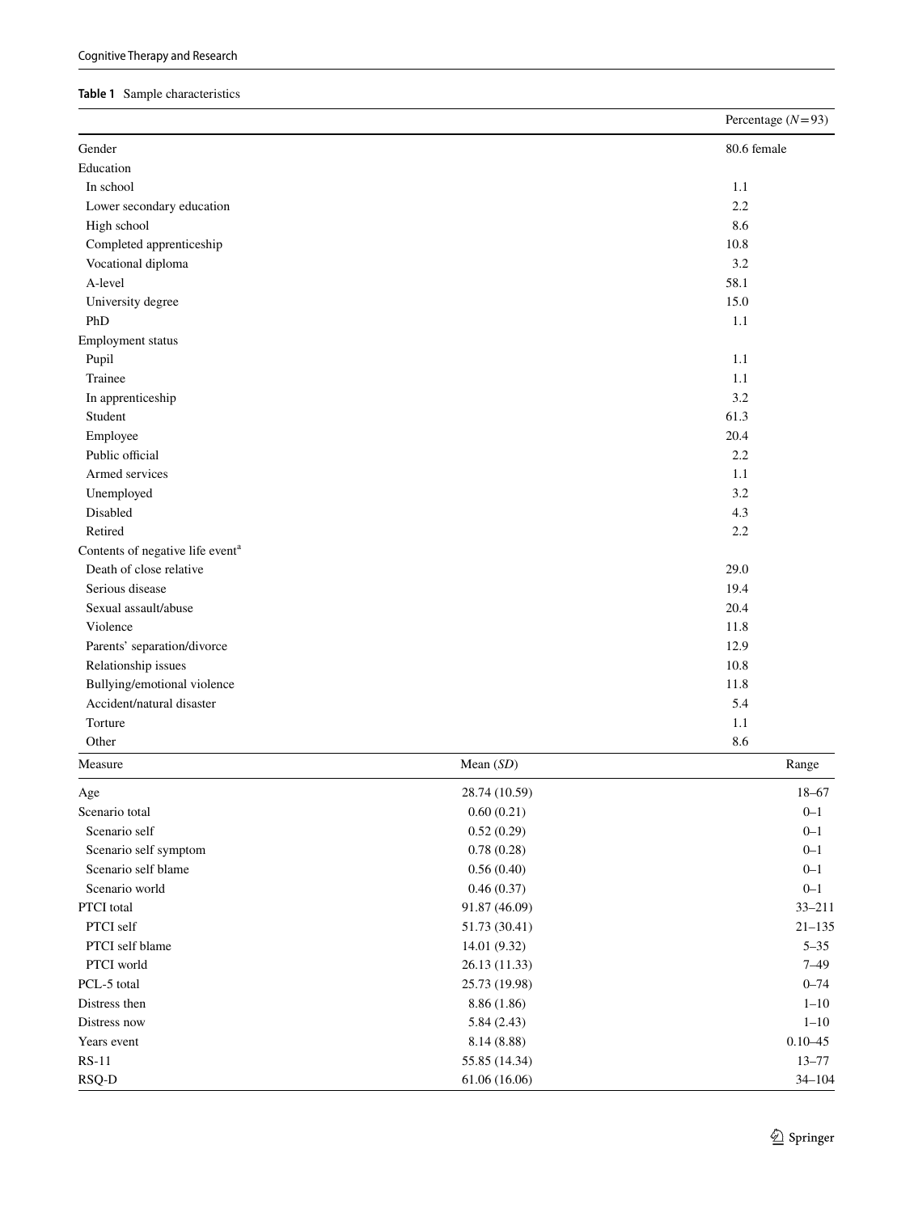**Table 1** Sample characteristics

| | | Percentage (*N* = 93) |
|---|---|---|
| Gender | | 80.6 female |
| Education | | |
| In school | | 1.1 |
| Lower secondary education | | 2.2 |
| High school | | 8.6 |
| Completed apprenticeship | | 10.8 |
| Vocational diploma | | 3.2 |
| A-level | | 58.1 |
| University degree | | 15.0 |
| PhD | | 1.1 |
| Employment status | | |
| Pupil | | 1.1 |
| Trainee | | 1.1 |
| In apprenticeship | | 3.2 |
| Student | | 61.3 |
| Employee | | 20.4 |
| Public official | | 2.2 |
| Armed services | | 1.1 |
| Unemployed | | 3.2 |
| Disabled | | 4.3 |
| Retired | | 2.2 |
| Contents of negative life event[a] | | |
| Death of close relative | | 29.0 |
| Serious disease | | 19.4 |
| Sexual assault/abuse | | 20.4 |
| Violence | | 11.8 |
| Parents' separation/divorce | | 12.9 |
| Relationship issues | | 10.8 |
| Bullying/emotional violence | | 11.8 |
| Accident/natural disaster | | 5.4 |
| Torture | | 1.1 |
| Other | | 8.6 |
| **Measure** | **Mean (*SD*)** | **Range** |
| Age | 28.74 (10.59) | 18–67 |
| Scenario total | 0.60 (0.21) | 0–1 |
| Scenario self | 0.52 (0.29) | 0–1 |
| Scenario self symptom | 0.78 (0.28) | 0–1 |
| Scenario self blame | 0.56 (0.40) | 0–1 |
| Scenario world | 0.46 (0.37) | 0–1 |
| PTCI total | 91.87 (46.09) | 33–211 |
| PTCI self | 51.73 (30.41) | 21–135 |
| PTCI self blame | 14.01 (9.32) | 5–35 |
| PTCI world | 26.13 (11.33) | 7–49 |
| PCL-5 total | 25.73 (19.98) | 0–74 |
| Distress then | 8.86 (1.86) | 1–10 |
| Distress now | 5.84 (2.43) | 1–10 |
| Years event | 8.14 (8.88) | 0.10–45 |
| RS-11 | 55.85 (14.34) | 13–77 |
| RSQ-D | 61.06 (16.06) | 34–104 |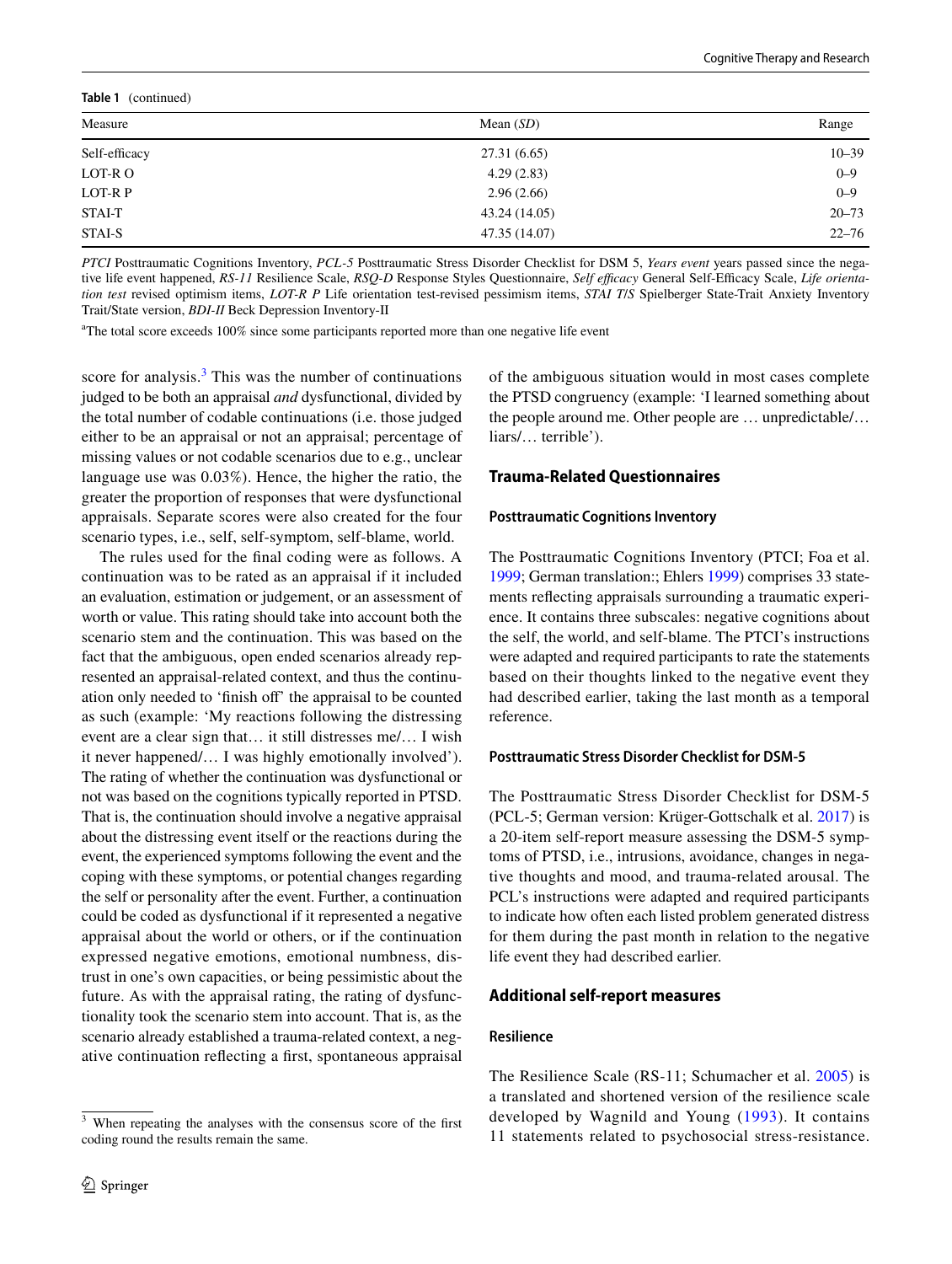**Table 1** (continued)

| Measure | Mean (*SD*) | Range |
|---|---|---|
| Self-efficacy | 27.31 (6.65) | 10–39 |
| LOT-R O | 4.29 (2.83) | 0–9 |
| LOT-R P | 2.96 (2.66) | 0–9 |
| STAI-T | 43.24 (14.05) | 20–73 |
| STAI-S | 47.35 (14.07) | 22–76 |

*PTCI* Posttraumatic Cognitions Inventory, *PCL-5* Posttraumatic Stress Disorder Checklist for DSM 5, *Years event* years passed since the negative life event happened, *RS-11* Resilience Scale, *RSQ-D* Response Styles Questionnaire, *Self efficacy* General Self-Efficacy Scale, *Life orientation test* revised optimism items, *LOT-R P* Life orientation test-revised pessimism items, *STAI T/S* Spielberger State-Trait Anxiety Inventory Trait/State version, *BDI-II* Beck Depression Inventory-II

[a]The total score exceeds 100% since some participants reported more than one negative life event

score for analysis.[3] This was the number of continuations judged to be both an appraisal *and* dysfunctional, divided by the total number of codable continuations (i.e. those judged either to be an appraisal or not an appraisal; percentage of missing values or not codable scenarios due to e.g., unclear language use was 0.03%). Hence, the higher the ratio, the greater the proportion of responses that were dysfunctional appraisals. Separate scores were also created for the four scenario types, i.e., self, self-symptom, self-blame, world.

The rules used for the final coding were as follows. A continuation was to be rated as an appraisal if it included an evaluation, estimation or judgement, or an assessment of worth or value. This rating should take into account both the scenario stem and the continuation. This was based on the fact that the ambiguous, open ended scenarios already represented an appraisal-related context, and thus the continuation only needed to 'finish off' the appraisal to be counted as such (example: 'My reactions following the distressing event are a clear sign that… it still distresses me/… I wish it never happened/… I was highly emotionally involved'). The rating of whether the continuation was dysfunctional or not was based on the cognitions typically reported in PTSD. That is, the continuation should involve a negative appraisal about the distressing event itself or the reactions during the event, the experienced symptoms following the event and the coping with these symptoms, or potential changes regarding the self or personality after the event. Further, a continuation could be coded as dysfunctional if it represented a negative appraisal about the world or others, or if the continuation expressed negative emotions, emotional numbness, distrust in one's own capacities, or being pessimistic about the future. As with the appraisal rating, the rating of dysfunctionality took the scenario stem into account. That is, as the scenario already established a trauma-related context, a negative continuation reflecting a first, spontaneous appraisal of the ambiguous situation would in most cases complete the PTSD congruency (example: 'I learned something about the people around me. Other people are … unpredictable/… liars/… terrible').

[3] When repeating the analyses with the consensus score of the first coding round the results remain the same.

## Trauma-Related Questionnaires

### Posttraumatic Cognitions Inventory

The Posttraumatic Cognitions Inventory (PTCI; Foa et al. 1999; German translation:; Ehlers 1999) comprises 33 statements reflecting appraisals surrounding a traumatic experience. It contains three subscales: negative cognitions about the self, the world, and self-blame. The PTCI's instructions were adapted and required participants to rate the statements based on their thoughts linked to the negative event they had described earlier, taking the last month as a temporal reference.

### Posttraumatic Stress Disorder Checklist for DSM-5

The Posttraumatic Stress Disorder Checklist for DSM-5 (PCL-5; German version: Krüger-Gottschalk et al. 2017) is a 20-item self-report measure assessing the DSM-5 symptoms of PTSD, i.e., intrusions, avoidance, changes in negative thoughts and mood, and trauma-related arousal. The PCL's instructions were adapted and required participants to indicate how often each listed problem generated distress for them during the past month in relation to the negative life event they had described earlier.

## Additional self-report measures

### Resilience

The Resilience Scale (RS-11; Schumacher et al. 2005) is a translated and shortened version of the resilience scale developed by Wagnild and Young (1993). It contains 11 statements related to psychosocial stress-resistance.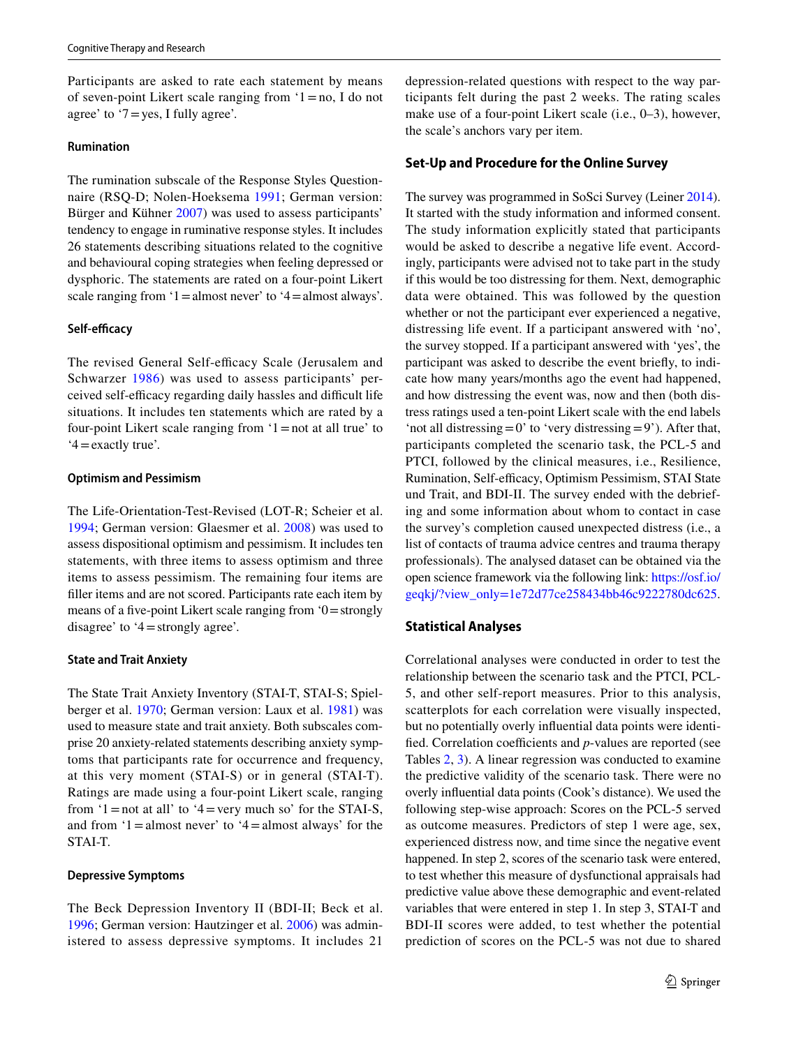Participants are asked to rate each statement by means of seven-point Likert scale ranging from '1 = no, I do not agree' to '7 = yes, I fully agree'.

#### Rumination

The rumination subscale of the Response Styles Questionnaire (RSQ-D; Nolen-Hoeksema 1991; German version: Bürger and Kühner 2007) was used to assess participants' tendency to engage in ruminative response styles. It includes 26 statements describing situations related to the cognitive and behavioural coping strategies when feeling depressed or dysphoric. The statements are rated on a four-point Likert scale ranging from '1 = almost never' to '4 = almost always'.

#### Self-efficacy

The revised General Self-efficacy Scale (Jerusalem and Schwarzer 1986) was used to assess participants' perceived self-efficacy regarding daily hassles and difficult life situations. It includes ten statements which are rated by a four-point Likert scale ranging from '1 = not at all true' to '4 = exactly true'.

#### Optimism and Pessimism

The Life-Orientation-Test-Revised (LOT-R; Scheier et al. 1994; German version: Glaesmer et al. 2008) was used to assess dispositional optimism and pessimism. It includes ten statements, with three items to assess optimism and three items to assess pessimism. The remaining four items are filler items and are not scored. Participants rate each item by means of a five-point Likert scale ranging from '0 = strongly disagree' to '4 = strongly agree'.

#### State and Trait Anxiety

The State Trait Anxiety Inventory (STAI-T, STAI-S; Spielberger et al. 1970; German version: Laux et al. 1981) was used to measure state and trait anxiety. Both subscales comprise 20 anxiety-related statements describing anxiety symptoms that participants rate for occurrence and frequency, at this very moment (STAI-S) or in general (STAI-T). Ratings are made using a four-point Likert scale, ranging from '1 = not at all' to '4 = very much so' for the STAI-S, and from '1 = almost never' to '4 = almost always' for the STAI-T.

#### Depressive Symptoms

The Beck Depression Inventory II (BDI-II; Beck et al. 1996; German version: Hautzinger et al. 2006) was administered to assess depressive symptoms. It includes 21 depression-related questions with respect to the way participants felt during the past 2 weeks. The rating scales make use of a four-point Likert scale (i.e., 0–3), however, the scale's anchors vary per item.

### Set-Up and Procedure for the Online Survey

The survey was programmed in SoSci Survey (Leiner 2014). It started with the study information and informed consent. The study information explicitly stated that participants would be asked to describe a negative life event. Accordingly, participants were advised not to take part in the study if this would be too distressing for them. Next, demographic data were obtained. This was followed by the question whether or not the participant ever experienced a negative, distressing life event. If a participant answered with 'no', the survey stopped. If a participant answered with 'yes', the participant was asked to describe the event briefly, to indicate how many years/months ago the event had happened, and how distressing the event was, now and then (both distress ratings used a ten-point Likert scale with the end labels 'not all distressing = 0' to 'very distressing = 9'). After that, participants completed the scenario task, the PCL-5 and PTCI, followed by the clinical measures, i.e., Resilience, Rumination, Self-efficacy, Optimism Pessimism, STAI State und Trait, and BDI-II. The survey ended with the debriefing and some information about whom to contact in case the survey's completion caused unexpected distress (i.e., a list of contacts of trauma advice centres and trauma therapy professionals). The analysed dataset can be obtained via the open science framework via the following link: https://osf.io/geqkj/?view_only=1e72d77ce258434bb46c9222780dc625.

### Statistical Analyses

Correlational analyses were conducted in order to test the relationship between the scenario task and the PTCI, PCL-5, and other self-report measures. Prior to this analysis, scatterplots for each correlation were visually inspected, but no potentially overly influential data points were identified. Correlation coefficients and *p*-values are reported (see Tables 2, 3). A linear regression was conducted to examine the predictive validity of the scenario task. There were no overly influential data points (Cook's distance). We used the following step-wise approach: Scores on the PCL-5 served as outcome measures. Predictors of step 1 were age, sex, experienced distress now, and time since the negative event happened. In step 2, scores of the scenario task were entered, to test whether this measure of dysfunctional appraisals had predictive value above these demographic and event-related variables that were entered in step 1. In step 3, STAI-T and BDI-II scores were added, to test whether the potential prediction of scores on the PCL-5 was not due to shared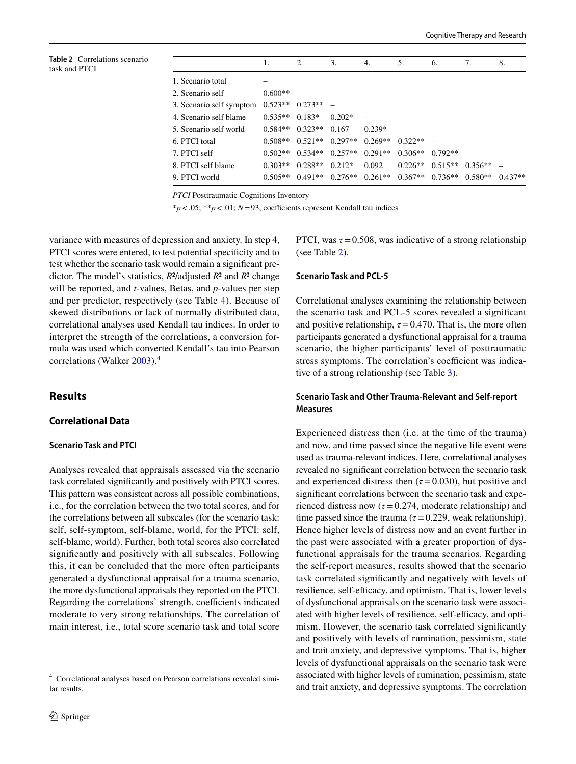**Table 2** Correlations scenario task and PTCI

| | 1. | 2. | 3. | 4. | 5. | 6. | 7. | 8. |
|---|---|---|---|---|---|---|---|---|
| 1. Scenario total | – | | | | | | | |
| 2. Scenario self | 0.600** | – | | | | | | |
| 3. Scenario self symptom | 0.523** | 0.273** | – | | | | | |
| 4. Scenario self blame | 0.535** | 0.183* | 0.202* | – | | | | |
| 5. Scenario self world | 0.584** | 0.323** | 0.167 | 0.239* | – | | | |
| 6. PTCI total | 0.508** | 0.521** | 0.297** | 0.269** | 0.322** | – | | |
| 7. PTCI self | 0.502** | 0.534** | 0.257** | 0.291** | 0.306** | 0.792** | – | |
| 8. PTCI self blame | 0.303** | 0.288** | 0.212* | 0.092 | 0.226** | 0.515** | 0.356** | – |
| 9. PTCI world | 0.505** | 0.491** | 0.276** | 0.261** | 0.367** | 0.736** | 0.580** | 0.437** |

*PTCI* Posttraumatic Cognitions Inventory

*$p<.05$; **$p<.01$; $N=93$, coefficients represent Kendall tau indices

variance with measures of depression and anxiety. In step 4, PTCI scores were entered, to test potential specificity and to test whether the scenario task would remain a significant predictor. The model's statistics, $R^2$/adjusted $R^2$ and $R^2$ change will be reported, and *t*-values, Betas, and *p*-values per step and per predictor, respectively (see Table 4). Because of skewed distributions or lack of normally distributed data, correlational analyses used Kendall tau indices. In order to interpret the strength of the correlations, a conversion formula was used which converted Kendall's tau into Pearson correlations (Walker 2003).[4]

## Results

### Correlational Data

#### Scenario Task and PTCI

Analyses revealed that appraisals assessed via the scenario task correlated significantly and positively with PTCI scores. This pattern was consistent across all possible combinations, i.e., for the correlation between the two total scores, and for the correlations between all subscales (for the scenario task: self, self-symptom, self-blame, world, for the PTCI: self, self-blame, world). Further, both total scores also correlated significantly and positively with all subscales. Following this, it can be concluded that the more often participants generated a dysfunctional appraisal for a trauma scenario, the more dysfunctional appraisals they reported on the PTCI. Regarding the correlations' strength, coefficients indicated moderate to very strong relationships. The correlation of main interest, i.e., total score scenario task and total score PTCI, was $\tau=0.508$, was indicative of a strong relationship (see Table 2).

#### Scenario Task and PCL-5

Correlational analyses examining the relationship between the scenario task and PCL-5 scores revealed a significant and positive relationship, $\tau=0.470$. That is, the more often participants generated a dysfunctional appraisal for a trauma scenario, the higher participants' level of posttraumatic stress symptoms. The correlation's coefficient was indicative of a strong relationship (see Table 3).

#### Scenario Task and Other Trauma-Relevant and Self-report Measures

Experienced distress then (i.e. at the time of the trauma) and now, and time passed since the negative life event were used as trauma-relevant indices. Here, correlational analyses revealed no significant correlation between the scenario task and experienced distress then ($\tau=0.030$), but positive and significant correlations between the scenario task and experienced distress now ($\tau=0.274$, moderate relationship) and time passed since the trauma ($\tau=0.229$, weak relationship). Hence higher levels of distress now and an event further in the past were associated with a greater proportion of dysfunctional appraisals for the trauma scenarios. Regarding the self-report measures, results showed that the scenario task correlated significantly and negatively with levels of resilience, self-efficacy, and optimism. That is, lower levels of dysfunctional appraisals on the scenario task were associated with higher levels of resilience, self-efficacy, and optimism. However, the scenario task correlated significantly and positively with levels of rumination, pessimism, state and trait anxiety, and depressive symptoms. That is, higher levels of dysfunctional appraisals on the scenario task were associated with higher levels of rumination, pessimism, state and trait anxiety, and depressive symptoms. The correlation

[4] Correlational analyses based on Pearson correlations revealed similar results.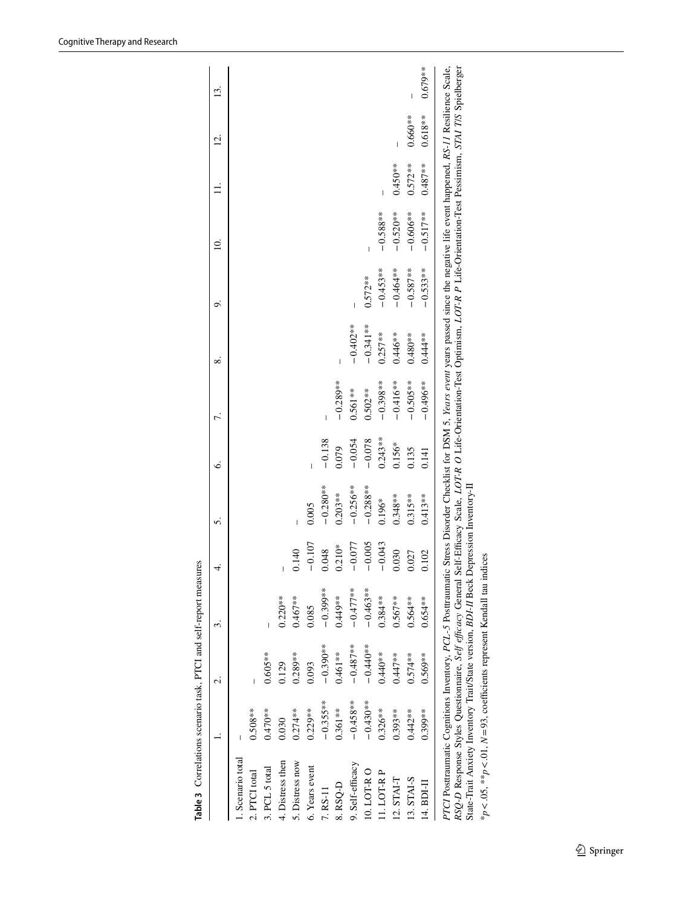**Table 3** Correlations scenario task, PTCI and self-report measures

| | 1. | 2. | 3. | 4. | 5. | 6. | 7. | 8. | 9. | 10. | 11. | 12. | 13. |
|---|---|---|---|---|---|---|---|---|---|---|---|---|---|
| 1. Scenario total | – | | | | | | | | | | | | |
| 2. PTCI total | 0.508** | – | | | | | | | | | | | |
| 3. PCL 5 total | 0.470** | 0.605** | – | | | | | | | | | | |
| 4. Distress then | 0.030 | 0.129 | 0.220** | – | | | | | | | | | |
| 5. Distress now | 0.274** | 0.289** | 0.467** | 0.140 | – | | | | | | | | |
| 6. Years event | 0.229** | 0.093 | 0.085 | −0.107 | 0.005 | – | | | | | | | |
| 7. RS-11 | −0.355** | −0.390** | −0.399** | 0.048 | −0.280** | −0.138 | – | | | | | | |
| 8. RSQ-D | 0.361** | 0.461** | 0.449** | 0.210* | 0.203** | 0.079 | −0.289** | – | | | | | |
| 9. Self-efficacy | −0.458** | −0.487** | −0.477** | −0.077 | −0.256** | −0.054 | 0.561** | −0.402** | – | | | | |
| 10. LOT-R O | −0.430** | −0.440** | −0.463** | −0.005 | −0.288** | −0.078 | 0.502** | −0.341** | 0.572** | – | | | |
| 11. LOT-R P | 0.326** | 0.440** | 0.384** | −0.043 | 0.196* | 0.243** | −0.398** | 0.257** | −0.453** | −0.588** | – | | |
| 12. STAI-T | 0.393** | 0.447** | 0.567** | 0.030 | 0.348** | 0.156* | −0.416** | 0.446** | −0.464** | −0.520** | 0.450** | – | |
| 13. STAI-S | 0.442** | 0.574** | 0.564** | 0.027 | 0.315** | 0.135 | −0.505** | 0.480** | −0.587** | −0.606** | 0.572** | 0.660** | – |
| 14. BDI-II | 0.399** | 0.569** | 0.654** | 0.102 | 0.413** | 0.141 | −0.496** | 0.444** | −0.533** | −0.517** | 0.487** | 0.618** | 0.679** |

*PTCI* Posttraumatic Cognitions Inventory, *PCL-5* Posttraumatic Stress Disorder Checklist for DSM 5, *Years event* years passed since the negative life event happened, *RS-11* Resilience Scale, *RSQ-D* Response Styles Questionnaire, *Self efficacy* General Self-Efficacy Scale, *LOT-R O* Life-Orientation-Test Optimism, *LOT-R P* Life-Orientation-Test Pessimism, *STAI T/S* Spielberger State-Trait Anxiety Inventory Trait/State version, *BDI-II* Beck Depression Inventory-II

*$p < .05$, **$p < .01$, $N = 93$, coefficients represent Kendall tau indices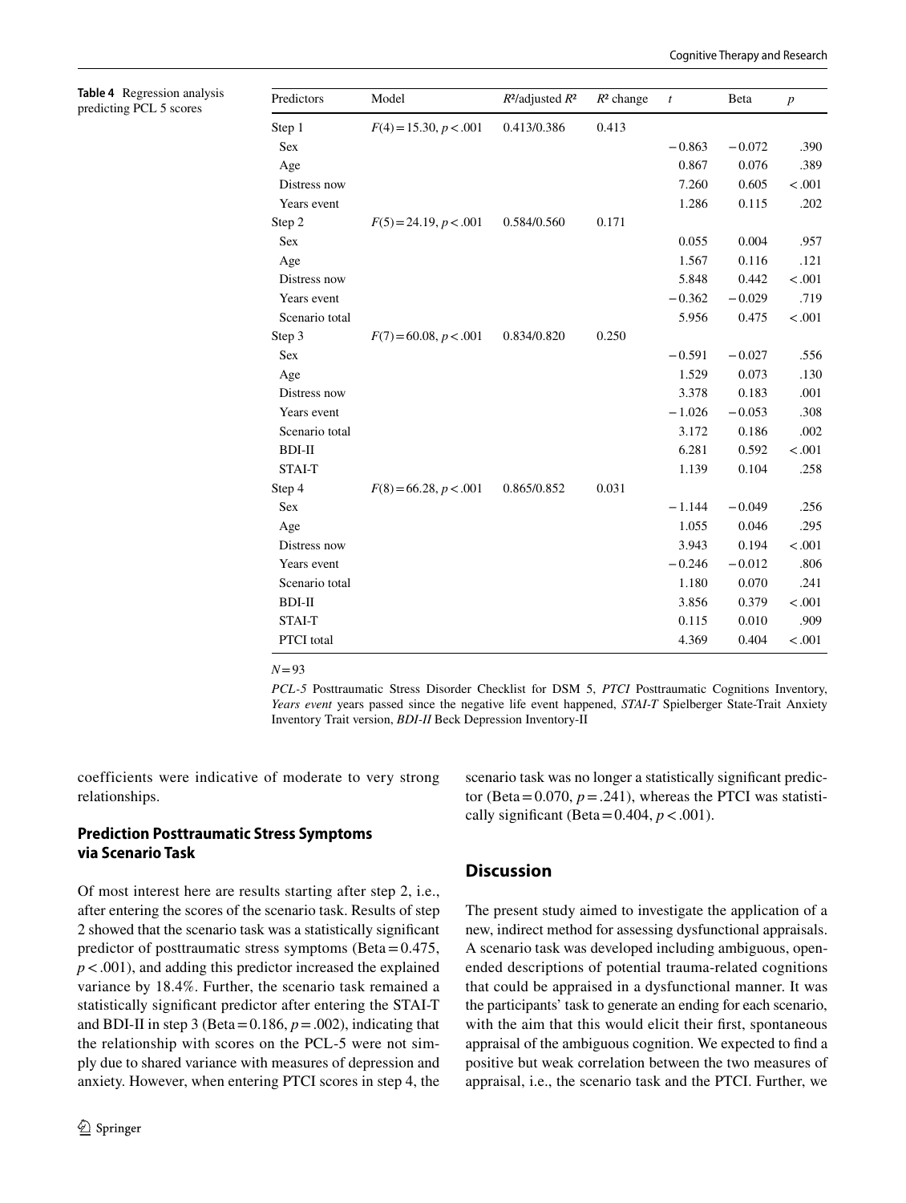**Table 4** Regression analysis predicting PCL 5 scores

| Predictors | Model | $R^2$/adjusted $R^2$ | $R^2$ change | $t$ | Beta | $p$ |
|---|---|---|---|---|---|---|
| Step 1 | $F(4)=15.30$, $p<.001$ | 0.413/0.386 | 0.413 | | | |
| Sex | | | | −0.863 | −0.072 | .390 |
| Age | | | | 0.867 | 0.076 | .389 |
| Distress now | | | | 7.260 | 0.605 | <.001 |
| Years event | | | | 1.286 | 0.115 | .202 |
| Step 2 | $F(5)=24.19$, $p<.001$ | 0.584/0.560 | 0.171 | | | |
| Sex | | | | 0.055 | 0.004 | .957 |
| Age | | | | 1.567 | 0.116 | .121 |
| Distress now | | | | 5.848 | 0.442 | <.001 |
| Years event | | | | −0.362 | −0.029 | .719 |
| Scenario total | | | | 5.956 | 0.475 | <.001 |
| Step 3 | $F(7)=60.08$, $p<.001$ | 0.834/0.820 | 0.250 | | | |
| Sex | | | | −0.591 | −0.027 | .556 |
| Age | | | | 1.529 | 0.073 | .130 |
| Distress now | | | | 3.378 | 0.183 | .001 |
| Years event | | | | −1.026 | −0.053 | .308 |
| Scenario total | | | | 3.172 | 0.186 | .002 |
| BDI-II | | | | 6.281 | 0.592 | <.001 |
| STAI-T | | | | 1.139 | 0.104 | .258 |
| Step 4 | $F(8)=66.28$, $p<.001$ | 0.865/0.852 | 0.031 | | | |
| Sex | | | | −1.144 | −0.049 | .256 |
| Age | | | | 1.055 | 0.046 | .295 |
| Distress now | | | | 3.943 | 0.194 | <.001 |
| Years event | | | | −0.246 | −0.012 | .806 |
| Scenario total | | | | 1.180 | 0.070 | .241 |
| BDI-II | | | | 3.856 | 0.379 | <.001 |
| STAI-T | | | | 0.115 | 0.010 | .909 |
| PTCI total | | | | 4.369 | 0.404 | <.001 |

$N=93$

*PCL-5* Posttraumatic Stress Disorder Checklist for DSM 5, *PTCI* Posttraumatic Cognitions Inventory, *Years event* years passed since the negative life event happened, *STAI-T* Spielberger State-Trait Anxiety Inventory Trait version, *BDI-II* Beck Depression Inventory-II

coefficients were indicative of moderate to very strong relationships.

### Prediction Posttraumatic Stress Symptoms via Scenario Task

Of most interest here are results starting after step 2, i.e., after entering the scores of the scenario task. Results of step 2 showed that the scenario task was a statistically significant predictor of posttraumatic stress symptoms (Beta = 0.475, $p<.001$), and adding this predictor increased the explained variance by 18.4%. Further, the scenario task remained a statistically significant predictor after entering the STAI-T and BDI-II in step 3 (Beta = 0.186, $p=.002$), indicating that the relationship with scores on the PCL-5 were not simply due to shared variance with measures of depression and anxiety. However, when entering PTCI scores in step 4, the scenario task was no longer a statistically significant predictor (Beta = 0.070, $p=.241$), whereas the PTCI was statistically significant (Beta = 0.404, $p<.001$).

## Discussion

The present study aimed to investigate the application of a new, indirect method for assessing dysfunctional appraisals. A scenario task was developed including ambiguous, open-ended descriptions of potential trauma-related cognitions that could be appraised in a dysfunctional manner. It was the participants' task to generate an ending for each scenario, with the aim that this would elicit their first, spontaneous appraisal of the ambiguous cognition. We expected to find a positive but weak correlation between the two measures of appraisal, i.e., the scenario task and the PTCI. Further, we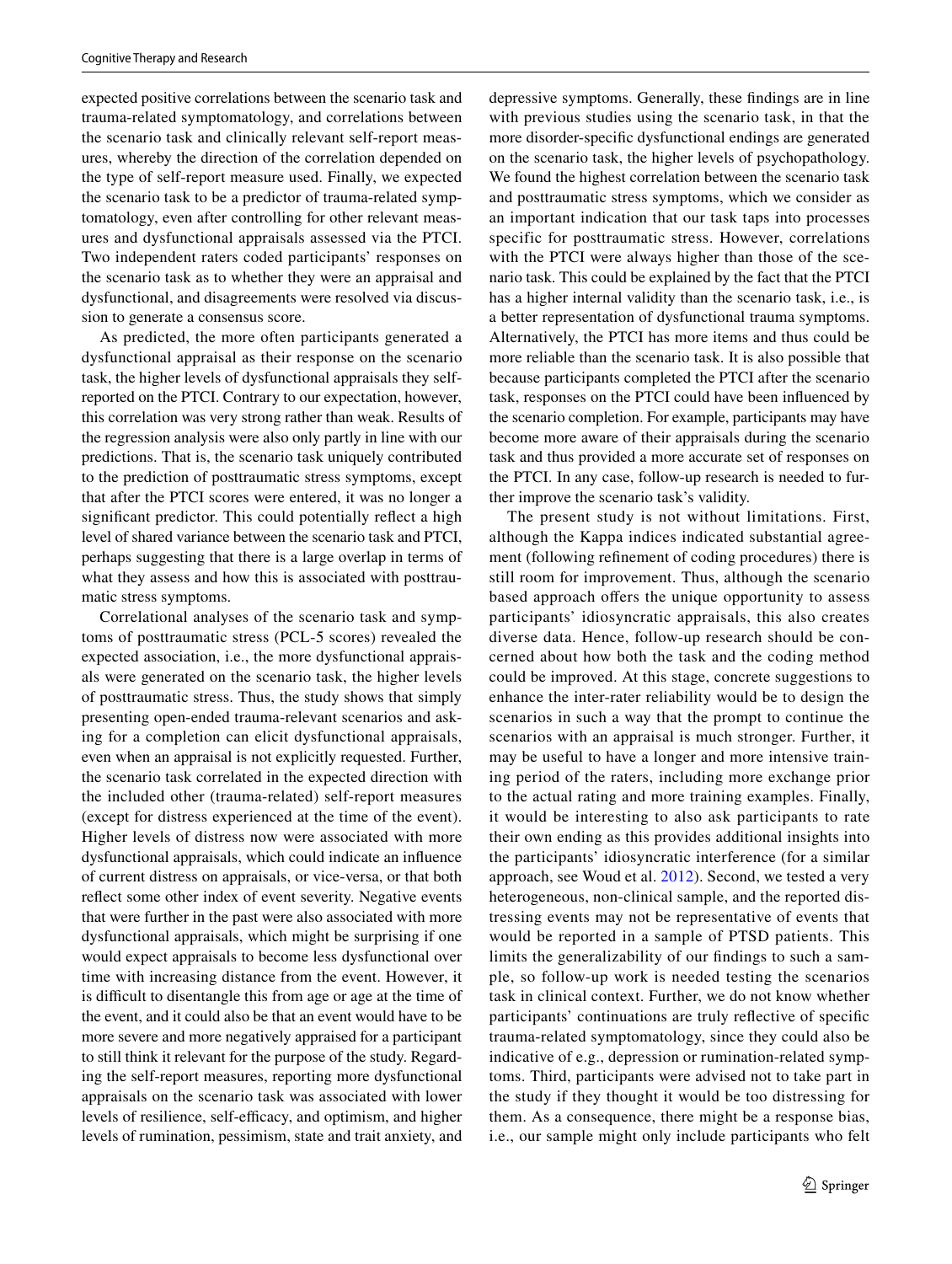expected positive correlations between the scenario task and trauma-related symptomatology, and correlations between the scenario task and clinically relevant self-report measures, whereby the direction of the correlation depended on the type of self-report measure used. Finally, we expected the scenario task to be a predictor of trauma-related symptomatology, even after controlling for other relevant measures and dysfunctional appraisals assessed via the PTCI. Two independent raters coded participants' responses on the scenario task as to whether they were an appraisal and dysfunctional, and disagreements were resolved via discussion to generate a consensus score.

As predicted, the more often participants generated a dysfunctional appraisal as their response on the scenario task, the higher levels of dysfunctional appraisals they self-reported on the PTCI. Contrary to our expectation, however, this correlation was very strong rather than weak. Results of the regression analysis were also only partly in line with our predictions. That is, the scenario task uniquely contributed to the prediction of posttraumatic stress symptoms, except that after the PTCI scores were entered, it was no longer a significant predictor. This could potentially reflect a high level of shared variance between the scenario task and PTCI, perhaps suggesting that there is a large overlap in terms of what they assess and how this is associated with posttraumatic stress symptoms.

Correlational analyses of the scenario task and symptoms of posttraumatic stress (PCL-5 scores) revealed the expected association, i.e., the more dysfunctional appraisals were generated on the scenario task, the higher levels of posttraumatic stress. Thus, the study shows that simply presenting open-ended trauma-relevant scenarios and asking for a completion can elicit dysfunctional appraisals, even when an appraisal is not explicitly requested. Further, the scenario task correlated in the expected direction with the included other (trauma-related) self-report measures (except for distress experienced at the time of the event). Higher levels of distress now were associated with more dysfunctional appraisals, which could indicate an influence of current distress on appraisals, or vice-versa, or that both reflect some other index of event severity. Negative events that were further in the past were also associated with more dysfunctional appraisals, which might be surprising if one would expect appraisals to become less dysfunctional over time with increasing distance from the event. However, it is difficult to disentangle this from age or age at the time of the event, and it could also be that an event would have to be more severe and more negatively appraised for a participant to still think it relevant for the purpose of the study. Regarding the self-report measures, reporting more dysfunctional appraisals on the scenario task was associated with lower levels of resilience, self-efficacy, and optimism, and higher levels of rumination, pessimism, state and trait anxiety, and depressive symptoms. Generally, these findings are in line with previous studies using the scenario task, in that the more disorder-specific dysfunctional endings are generated on the scenario task, the higher levels of psychopathology. We found the highest correlation between the scenario task and posttraumatic stress symptoms, which we consider as an important indication that our task taps into processes specific for posttraumatic stress. However, correlations with the PTCI were always higher than those of the scenario task. This could be explained by the fact that the PTCI has a higher internal validity than the scenario task, i.e., is a better representation of dysfunctional trauma symptoms. Alternatively, the PTCI has more items and thus could be more reliable than the scenario task. It is also possible that because participants completed the PTCI after the scenario task, responses on the PTCI could have been influenced by the scenario completion. For example, participants may have become more aware of their appraisals during the scenario task and thus provided a more accurate set of responses on the PTCI. In any case, follow-up research is needed to further improve the scenario task's validity.

The present study is not without limitations. First, although the Kappa indices indicated substantial agreement (following refinement of coding procedures) there is still room for improvement. Thus, although the scenario based approach offers the unique opportunity to assess participants' idiosyncratic appraisals, this also creates diverse data. Hence, follow-up research should be concerned about how both the task and the coding method could be improved. At this stage, concrete suggestions to enhance the inter-rater reliability would be to design the scenarios in such a way that the prompt to continue the scenarios with an appraisal is much stronger. Further, it may be useful to have a longer and more intensive training period of the raters, including more exchange prior to the actual rating and more training examples. Finally, it would be interesting to also ask participants to rate their own ending as this provides additional insights into the participants' idiosyncratic interference (for a similar approach, see Woud et al. 2012). Second, we tested a very heterogeneous, non-clinical sample, and the reported distressing events may not be representative of events that would be reported in a sample of PTSD patients. This limits the generalizability of our findings to such a sample, so follow-up work is needed testing the scenarios task in clinical context. Further, we do not know whether participants' continuations are truly reflective of specific trauma-related symptomatology, since they could also be indicative of e.g., depression or rumination-related symptoms. Third, participants were advised not to take part in the study if they thought it would be too distressing for them. As a consequence, there might be a response bias, i.e., our sample might only include participants who felt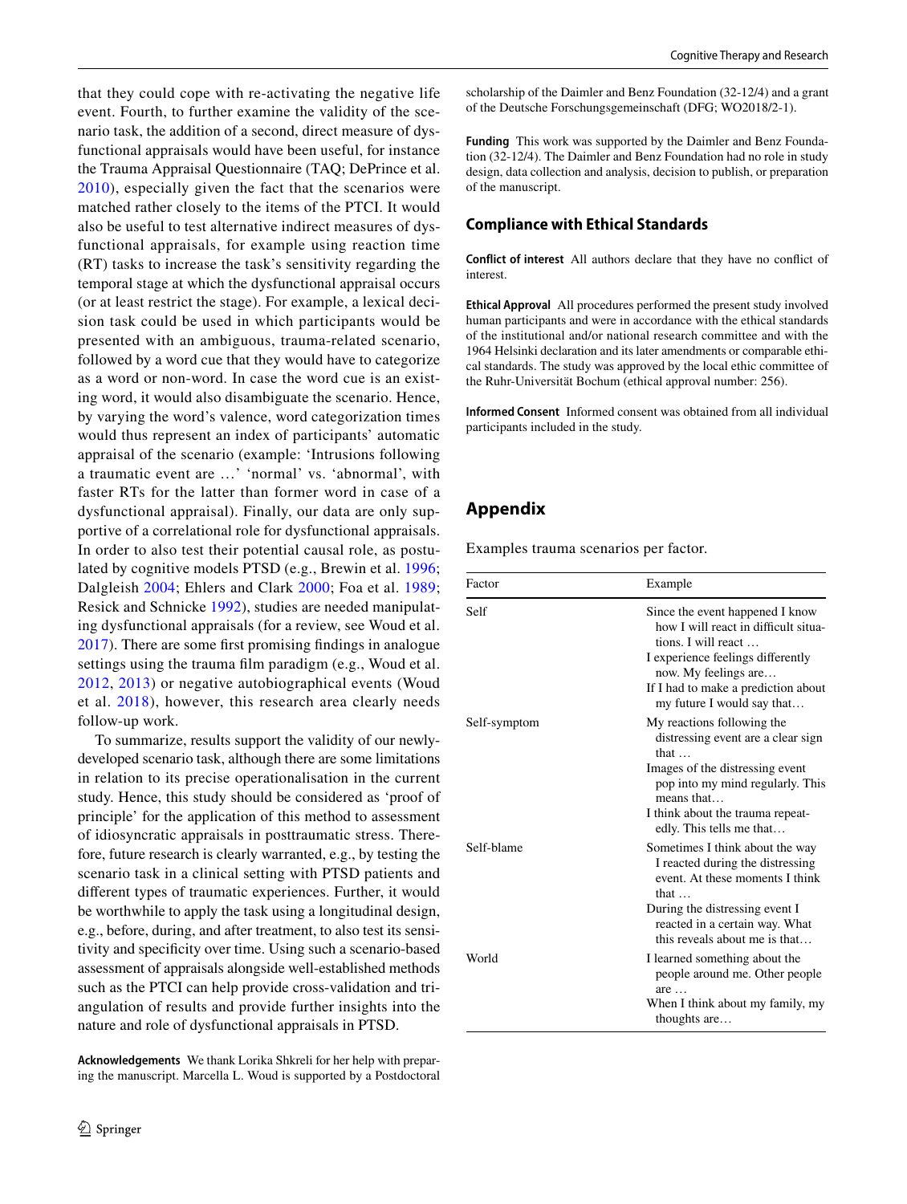that they could cope with re-activating the negative life event. Fourth, to further examine the validity of the scenario task, the addition of a second, direct measure of dysfunctional appraisals would have been useful, for instance the Trauma Appraisal Questionnaire (TAQ; DePrince et al. 2010), especially given the fact that the scenarios were matched rather closely to the items of the PTCI. It would also be useful to test alternative indirect measures of dysfunctional appraisals, for example using reaction time (RT) tasks to increase the task's sensitivity regarding the temporal stage at which the dysfunctional appraisal occurs (or at least restrict the stage). For example, a lexical decision task could be used in which participants would be presented with an ambiguous, trauma-related scenario, followed by a word cue that they would have to categorize as a word or non-word. In case the word cue is an existing word, it would also disambiguate the scenario. Hence, by varying the word's valence, word categorization times would thus represent an index of participants' automatic appraisal of the scenario (example: 'Intrusions following a traumatic event are …' 'normal' vs. 'abnormal', with faster RTs for the latter than former word in case of a dysfunctional appraisal). Finally, our data are only supportive of a correlational role for dysfunctional appraisals. In order to also test their potential causal role, as postulated by cognitive models PTSD (e.g., Brewin et al. 1996; Dalgleish 2004; Ehlers and Clark 2000; Foa et al. 1989; Resick and Schnicke 1992), studies are needed manipulating dysfunctional appraisals (for a review, see Woud et al. 2017). There are some first promising findings in analogue settings using the trauma film paradigm (e.g., Woud et al. 2012, 2013) or negative autobiographical events (Woud et al. 2018), however, this research area clearly needs follow-up work.

To summarize, results support the validity of our newly-developed scenario task, although there are some limitations in relation to its precise operationalisation in the current study. Hence, this study should be considered as 'proof of principle' for the application of this method to assessment of idiosyncratic appraisals in posttraumatic stress. Therefore, future research is clearly warranted, e.g., by testing the scenario task in a clinical setting with PTSD patients and different types of traumatic experiences. Further, it would be worthwhile to apply the task using a longitudinal design, e.g., before, during, and after treatment, to also test its sensitivity and specificity over time. Using such a scenario-based assessment of appraisals alongside well-established methods such as the PTCI can help provide cross-validation and triangulation of results and provide further insights into the nature and role of dysfunctional appraisals in PTSD.

**Acknowledgements** We thank Lorika Shkreli for her help with preparing the manuscript. Marcella L. Woud is supported by a Postdoctoral scholarship of the Daimler and Benz Foundation (32-12/4) and a grant of the Deutsche Forschungsgemeinschaft (DFG; WO2018/2-1).

**Funding** This work was supported by the Daimler and Benz Foundation (32-12/4). The Daimler and Benz Foundation had no role in study design, data collection and analysis, decision to publish, or preparation of the manuscript.

## Compliance with Ethical Standards

**Conflict of interest** All authors declare that they have no conflict of interest.

**Ethical Approval** All procedures performed the present study involved human participants and were in accordance with the ethical standards of the institutional and/or national research committee and with the 1964 Helsinki declaration and its later amendments or comparable ethical standards. The study was approved by the local ethic committee of the Ruhr-Universität Bochum (ethical approval number: 256).

**Informed Consent** Informed consent was obtained from all individual participants included in the study.

## Appendix

Examples trauma scenarios per factor.

| Factor | Example |
|---|---|
| Self | Since the event happened I know how I will react in difficult situations. I will react …<br>I experience feelings differently now. My feelings are…<br>If I had to make a prediction about my future I would say that… |
| Self-symptom | My reactions following the distressing event are a clear sign that …<br>Images of the distressing event pop into my mind regularly. This means that…<br>I think about the trauma repeatedly. This tells me that… |
| Self-blame | Sometimes I think about the way I reacted during the distressing event. At these moments I think that …<br>During the distressing event I reacted in a certain way. What this reveals about me is that… |
| World | I learned something about the people around me. Other people are …<br>When I think about my family, my thoughts are… |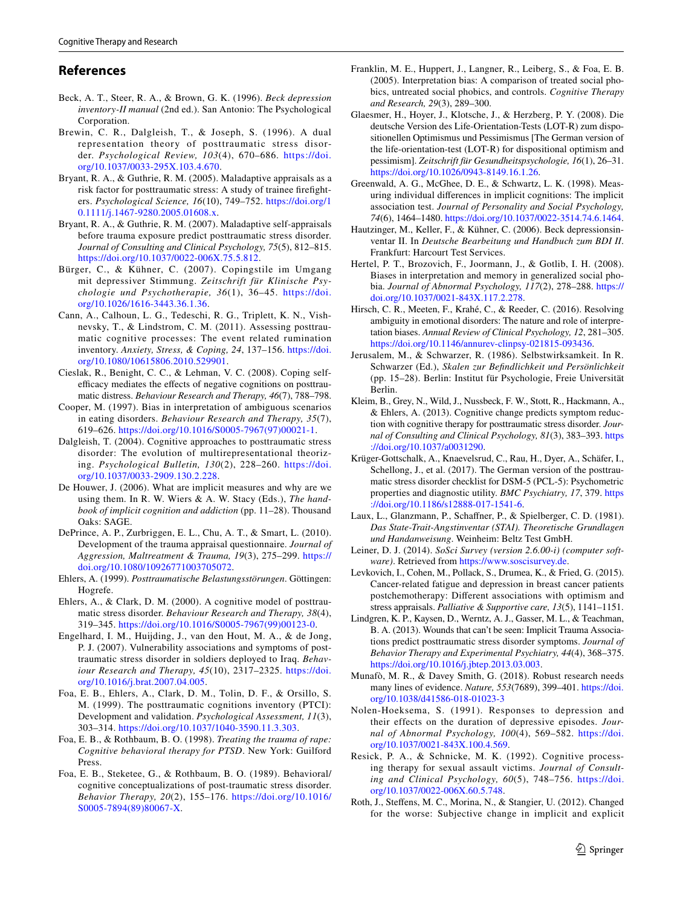## References

Beck, A. T., Steer, R. A., & Brown, G. K. (1996). *Beck depression inventory-II manual* (2nd ed.). San Antonio: The Psychological Corporation.

Brewin, C. R., Dalgleish, T., & Joseph, S. (1996). A dual representation theory of posttraumatic stress disorder. *Psychological Review, 103*(4), 670–686. https://doi.org/10.1037/0033-295X.103.4.670.

Bryant, R. A., & Guthrie, R. M. (2005). Maladaptive appraisals as a risk factor for posttraumatic stress: A study of trainee firefighters. *Psychological Science, 16*(10), 749–752. https://doi.org/10.1111/j.1467-9280.2005.01608.x.

Bryant, R. A., & Guthrie, R. M. (2007). Maladaptive self-appraisals before trauma exposure predict posttraumatic stress disorder. *Journal of Consulting and Clinical Psychology, 75*(5), 812–815. https://doi.org/10.1037/0022-006X.75.5.812.

Bürger, C., & Kühner, C. (2007). Copingstile im Umgang mit depressiver Stimmung. *Zeitschrift für Klinische Psychologie und Psychotherapie, 36*(1), 36–45. https://doi.org/10.1026/1616-3443.36.1.36.

Cann, A., Calhoun, L. G., Tedeschi, R. G., Triplett, K. N., Vishnevsky, T., & Lindstrom, C. M. (2011). Assessing posttraumatic cognitive processes: The event related rumination inventory. *Anxiety, Stress, & Coping, 24*, 137–156. https://doi.org/10.1080/10615806.2010.529901.

Cieslak, R., Benight, C. C., & Lehman, V. C. (2008). Coping self-efficacy mediates the effects of negative cognitions on posttraumatic distress. *Behaviour Research and Therapy, 46*(7), 788–798.

Cooper, M. (1997). Bias in interpretation of ambiguous scenarios in eating disorders. *Behaviour Research and Therapy, 35*(7), 619–626. https://doi.org/10.1016/S0005-7967(97)00021-1.

Dalgleish, T. (2004). Cognitive approaches to posttraumatic stress disorder: The evolution of multirepresentational theorizing. *Psychological Bulletin, 130*(2), 228–260. https://doi.org/10.1037/0033-2909.130.2.228.

De Houwer, J. (2006). What are implicit measures and why are we using them. In R. W. Wiers & A. W. Stacy (Eds.), *The handbook of implicit cognition and addiction* (pp. 11–28). Thousand Oaks: SAGE.

DePrince, A. P., Zurbriggen, E. L., Chu, A. T., & Smart, L. (2010). Development of the trauma appraisal questionnaire. *Journal of Aggression, Maltreatment & Trauma, 19*(3), 275–299. https://doi.org/10.1080/10926771003705072.

Ehlers, A. (1999). *Posttraumatische Belastungsstörungen*. Göttingen: Hogrefe.

Ehlers, A., & Clark, D. M. (2000). A cognitive model of posttraumatic stress disorder. *Behaviour Research and Therapy, 38*(4), 319–345. https://doi.org/10.1016/S0005-7967(99)00123-0.

Engelhard, I. M., Huijding, J., van den Hout, M. A., & de Jong, P. J. (2007). Vulnerability associations and symptoms of post-traumatic stress disorder in soldiers deployed to Iraq. *Behaviour Research and Therapy, 45*(10), 2317–2325. https://doi.org/10.1016/j.brat.2007.04.005.

Foa, E. B., Ehlers, A., Clark, D. M., Tolin, D. F., & Orsillo, S. M. (1999). The posttraumatic cognitions inventory (PTCI): Development and validation. *Psychological Assessment, 11*(3), 303–314. https://doi.org/10.1037/1040-3590.11.3.303.

Foa, E. B., & Rothbaum, B. O. (1998). *Treating the trauma of rape: Cognitive behavioral therapy for PTSD*. New York: Guilford Press.

Foa, E. B., Steketee, G., & Rothbaum, B. O. (1989). Behavioral/cognitive conceptualizations of post-traumatic stress disorder. *Behavior Therapy, 20*(2), 155–176. https://doi.org/10.1016/S0005-7894(89)80067-X.

Franklin, M. E., Huppert, J., Langner, R., Leiberg, S., & Foa, E. B. (2005). Interpretation bias: A comparison of treated social phobics, untreated social phobics, and controls. *Cognitive Therapy and Research, 29*(3), 289–300.

Glaesmer, H., Hoyer, J., Klotsche, J., & Herzberg, P. Y. (2008). Die deutsche Version des Life-Orientation-Tests (LOT-R) zum dispositionellen Optimismus und Pessimismus [The German version of the life-orientation-test (LOT-R) for dispositional optimism and pessimism]. *Zeitschrift für Gesundheitspsychologie, 16*(1), 26–31. https://doi.org/10.1026/0943-8149.16.1.26.

Greenwald, A. G., McGhee, D. E., & Schwartz, L. K. (1998). Measuring individual differences in implicit cognitions: The implicit association test. *Journal of Personality and Social Psychology, 74*(6), 1464–1480. https://doi.org/10.1037/0022-3514.74.6.1464.

Hautzinger, M., Keller, F., & Kühner, C. (2006). Beck depressionsinventar II. In *Deutsche Bearbeitung und Handbuch zum BDI II*. Frankfurt: Harcourt Test Services.

Hertel, P. T., Brozovich, F., Joormann, J., & Gotlib, I. H. (2008). Biases in interpretation and memory in generalized social phobia. *Journal of Abnormal Psychology, 117*(2), 278–288. https://doi.org/10.1037/0021-843X.117.2.278.

Hirsch, C. R., Meeten, F., Krahé, C., & Reeder, C. (2016). Resolving ambiguity in emotional disorders: The nature and role of interpretation biases. *Annual Review of Clinical Psychology, 12*, 281–305. https://doi.org/10.1146/annurev-clinpsy-021815-093436.

Jerusalem, M., & Schwarzer, R. (1986). Selbstwirksamkeit. In R. Schwarzer (Ed.), *Skalen zur Befindlichkeit und Persönlichkeit* (pp. 15–28). Berlin: Institut für Psychologie, Freie Universität Berlin.

Kleim, B., Grey, N., Wild, J., Nussbeck, F. W., Stott, R., Hackmann, A., & Ehlers, A. (2013). Cognitive change predicts symptom reduction with cognitive therapy for posttraumatic stress disorder. *Journal of Consulting and Clinical Psychology, 81*(3), 383–393. https://doi.org/10.1037/a0031290.

Krüger-Gottschalk, A., Knaevelsrud, C., Rau, H., Dyer, A., Schäfer, I., Schellong, J., et al. (2017). The German version of the posttraumatic stress disorder checklist for DSM-5 (PCL-5): Psychometric properties and diagnostic utility. *BMC Psychiatry, 17*, 379. https://doi.org/10.1186/s12888-017-1541-6.

Laux, L., Glanzmann, P., Schaffner, P., & Spielberger, C. D. (1981). *Das State-Trait-Angstinventar (STAI). Theoretische Grundlagen und Handanweisung*. Weinheim: Beltz Test GmbH.

Leiner, D. J. (2014). *SoSci Survey (version 2.6.00-i) (computer software)*. Retrieved from https://www.soscisurvey.de.

Levkovich, I., Cohen, M., Pollack, S., Drumea, K., & Fried, G. (2015). Cancer-related fatigue and depression in breast cancer patients postchemotherapy: Different associations with optimism and stress appraisals. *Palliative & Supportive care, 13*(5), 1141–1151.

Lindgren, K. P., Kaysen, D., Werntz, A. J., Gasser, M. L., & Teachman, B. A. (2013). Wounds that can't be seen: Implicit Trauma Associations predict posttraumatic stress disorder symptoms. *Journal of Behavior Therapy and Experimental Psychiatry, 44*(4), 368–375. https://doi.org/10.1016/j.jbtep.2013.03.003.

Munafò, M. R., & Davey Smith, G. (2018). Robust research needs many lines of evidence. *Nature, 553*(7689), 399–401. https://doi.org/10.1038/d41586-018-01023-3

Nolen-Hoeksema, S. (1991). Responses to depression and their effects on the duration of depressive episodes. *Journal of Abnormal Psychology, 100*(4), 569–582. https://doi.org/10.1037/0021-843X.100.4.569.

Resick, P. A., & Schnicke, M. K. (1992). Cognitive processing therapy for sexual assault victims. *Journal of Consulting and Clinical Psychology, 60*(5), 748–756. https://doi.org/10.1037/0022-006X.60.5.748.

Roth, J., Steffens, M. C., Morina, N., & Stangier, U. (2012). Changed for the worse: Subjective change in implicit and explicit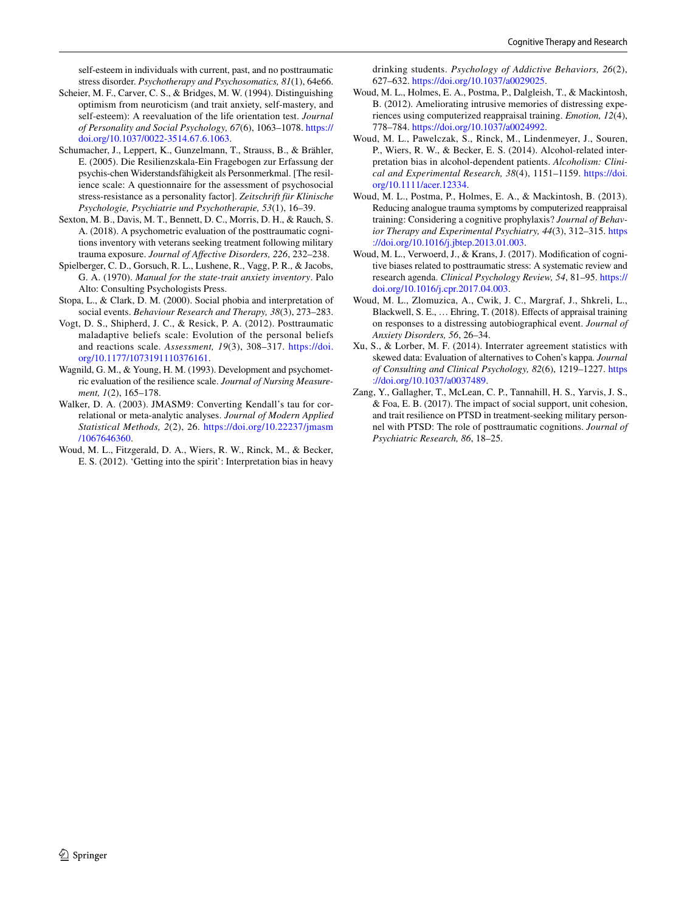self-esteem in individuals with current, past, and no posttraumatic stress disorder. *Psychotherapy and Psychosomatics, 81*(1), 64e66.

Scheier, M. F., Carver, C. S., & Bridges, M. W. (1994). Distinguishing optimism from neuroticism (and trait anxiety, self-mastery, and self-esteem): A reevaluation of the life orientation test. *Journal of Personality and Social Psychology, 67*(6), 1063–1078. https://doi.org/10.1037/0022-3514.67.6.1063.

Schumacher, J., Leppert, K., Gunzelmann, T., Strauss, B., & Brähler, E. (2005). Die Resilienzskala-Ein Fragebogen zur Erfassung der psychis-chen Widerstandsfähigkeit als Personmerkmal. [The resilience scale: A questionnaire for the assessment of psychosocial stress-resistance as a personality factor]. *Zeitschrift für Klinische Psychologie, Psychiatrie und Psychotherapie, 53*(1), 16–39.

Sexton, M. B., Davis, M. T., Bennett, D. C., Morris, D. H., & Rauch, S. A. (2018). A psychometric evaluation of the posttraumatic cognitions inventory with veterans seeking treatment following military trauma exposure. *Journal of Affective Disorders, 226*, 232–238.

Spielberger, C. D., Gorsuch, R. L., Lushene, R., Vagg, P. R., & Jacobs, G. A. (1970). *Manual for the state-trait anxiety inventory*. Palo Alto: Consulting Psychologists Press.

Stopa, L., & Clark, D. M. (2000). Social phobia and interpretation of social events. *Behaviour Research and Therapy, 38*(3), 273–283.

Vogt, D. S., Shipherd, J. C., & Resick, P. A. (2012). Posttraumatic maladaptive beliefs scale: Evolution of the personal beliefs and reactions scale. *Assessment, 19*(3), 308–317. https://doi.org/10.1177/1073191110376161.

Wagnild, G. M., & Young, H. M. (1993). Development and psychometric evaluation of the resilience scale. *Journal of Nursing Measurement, 1*(2), 165–178.

Walker, D. A. (2003). JMASM9: Converting Kendall's tau for correlational or meta-analytic analyses. *Journal of Modern Applied Statistical Methods, 2*(2), 26. https://doi.org/10.22237/jmasm/1067646360.

Woud, M. L., Fitzgerald, D. A., Wiers, R. W., Rinck, M., & Becker, E. S. (2012). 'Getting into the spirit': Interpretation bias in heavy drinking students. *Psychology of Addictive Behaviors, 26*(2), 627–632. https://doi.org/10.1037/a0029025.

Woud, M. L., Holmes, E. A., Postma, P., Dalgleish, T., & Mackintosh, B. (2012). Ameliorating intrusive memories of distressing experiences using computerized reappraisal training. *Emotion, 12*(4), 778–784. https://doi.org/10.1037/a0024992.

Woud, M. L., Pawelczak, S., Rinck, M., Lindenmeyer, J., Souren, P., Wiers, R. W., & Becker, E. S. (2014). Alcohol-related interpretation bias in alcohol-dependent patients. *Alcoholism: Clinical and Experimental Research, 38*(4), 1151–1159. https://doi.org/10.1111/acer.12334.

Woud, M. L., Postma, P., Holmes, E. A., & Mackintosh, B. (2013). Reducing analogue trauma symptoms by computerized reappraisal training: Considering a cognitive prophylaxis? *Journal of Behavior Therapy and Experimental Psychiatry, 44*(3), 312–315. https://doi.org/10.1016/j.jbtep.2013.01.003.

Woud, M. L., Verwoerd, J., & Krans, J. (2017). Modification of cognitive biases related to posttraumatic stress: A systematic review and research agenda. *Clinical Psychology Review, 54*, 81–95. https://doi.org/10.1016/j.cpr.2017.04.003.

Woud, M. L., Zlomuzica, A., Cwik, J. C., Margraf, J., Shkreli, L., Blackwell, S. E., … Ehring, T. (2018). Effects of appraisal training on responses to a distressing autobiographical event. *Journal of Anxiety Disorders, 56*, 26–34.

Xu, S., & Lorber, M. F. (2014). Interrater agreement statistics with skewed data: Evaluation of alternatives to Cohen's kappa. *Journal of Consulting and Clinical Psychology, 82*(6), 1219–1227. https://doi.org/10.1037/a0037489.

Zang, Y., Gallagher, T., McLean, C. P., Tannahill, H. S., Yarvis, J. S., & Foa, E. B. (2017). The impact of social support, unit cohesion, and trait resilience on PTSD in treatment-seeking military personnel with PTSD: The role of posttraumatic cognitions. *Journal of Psychiatric Research, 86*, 18–25.